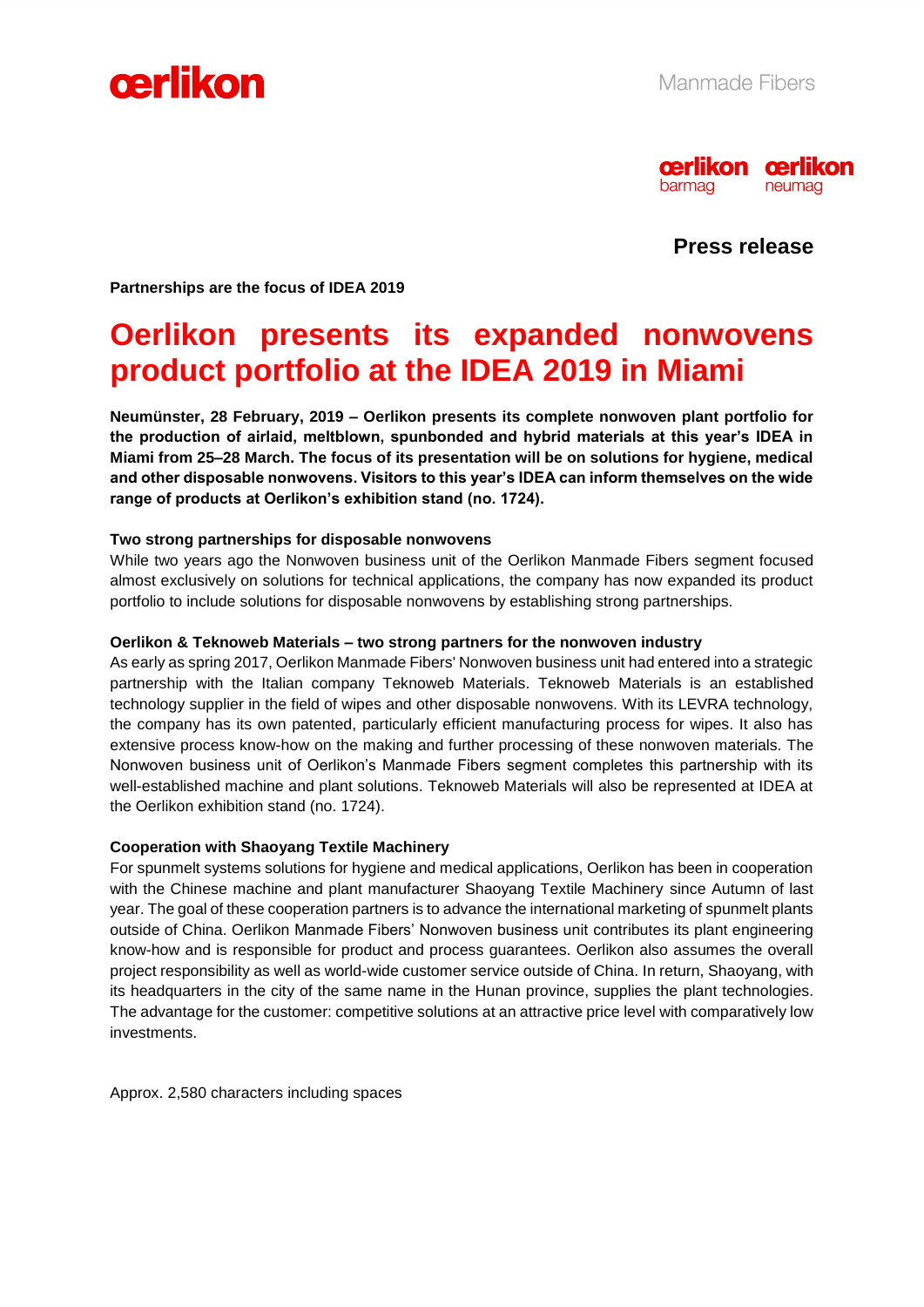Manmade Fibers

**Press release**

**Partnerships are the focus of IDEA 2019**

# Oerlikon presents its expanded nonwovens product portfolio at the IDEA 2019 in Miami

**Neumünster, 28 February, 2019 – Oerlikon presents its complete nonwoven plant portfolio for the production of airlaid, meltblown, spunbonded and hybrid materials at this year's IDEA in Miami from 25–28 March. The focus of its presentation will be on solutions for hygiene, medical and other disposable nonwovens. Visitors to this year's IDEA can inform themselves on the wide range of products at Oerlikon's exhibition stand (no. 1724).**

**Two strong partnerships for disposable nonwovens**

While two years ago the Nonwoven business unit of the Oerlikon Manmade Fibers segment focused almost exclusively on solutions for technical applications, the company has now expanded its product portfolio to include solutions for disposable nonwovens by establishing strong partnerships.

**Oerlikon & Teknoweb Materials – two strong partners for the nonwoven industry**

As early as spring 2017, Oerlikon Manmade Fibers' Nonwoven business unit had entered into a strategic partnership with the Italian company Teknoweb Materials. Teknoweb Materials is an established technology supplier in the field of wipes and other disposable nonwovens. With its LEVRA technology, the company has its own patented, particularly efficient manufacturing process for wipes. It also has extensive process know-how on the making and further processing of these nonwoven materials. The Nonwoven business unit of Oerlikon's Manmade Fibers segment completes this partnership with its well-established machine and plant solutions. Teknoweb Materials will also be represented at IDEA at the Oerlikon exhibition stand (no. 1724).

**Cooperation with Shaoyang Textile Machinery**

For spunmelt systems solutions for hygiene and medical applications, Oerlikon has been in cooperation with the Chinese machine and plant manufacturer Shaoyang Textile Machinery since Autumn of last year. The goal of these cooperation partners is to advance the international marketing of spunmelt plants outside of China. Oerlikon Manmade Fibers' Nonwoven business unit contributes its plant engineering know-how and is responsible for product and process guarantees. Oerlikon also assumes the overall project responsibility as well as world-wide customer service outside of China. In return, Shaoyang, with its headquarters in the city of the same name in the Hunan province, supplies the plant technologies. The advantage for the customer: competitive solutions at an attractive price level with comparatively low investments.

Approx. 2,580 characters including spaces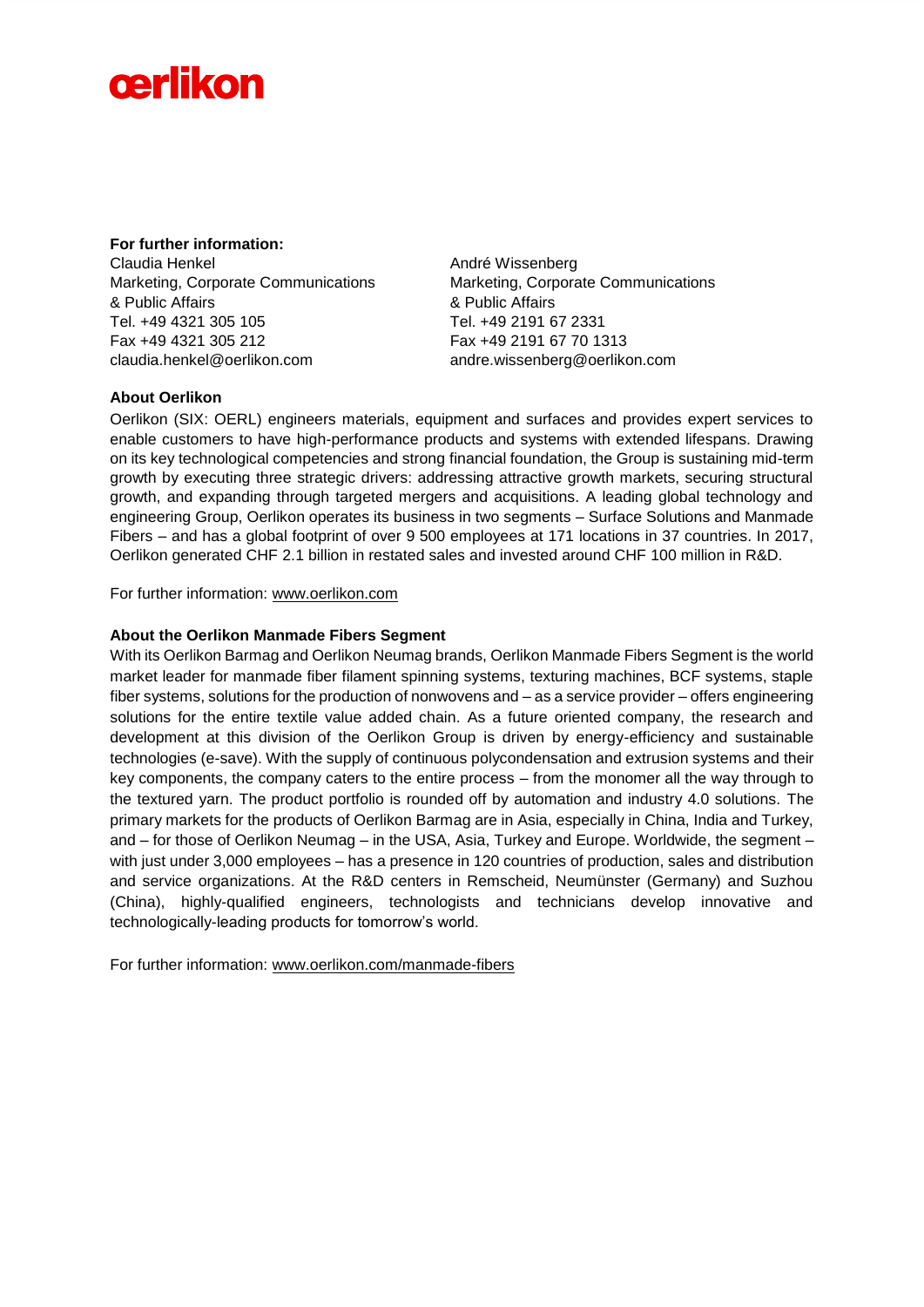**For further information:**

Claudia Henkel
Marketing, Corporate Communications & Public Affairs
Tel. +49 4321 305 105
Fax +49 4321 305 212
claudia.henkel@oerlikon.com

André Wissenberg
Marketing, Corporate Communications & Public Affairs
Tel. +49 2191 67 2331
Fax +49 2191 67 70 1313
andre.wissenberg@oerlikon.com

**About Oerlikon**

Oerlikon (SIX: OERL) engineers materials, equipment and surfaces and provides expert services to enable customers to have high-performance products and systems with extended lifespans. Drawing on its key technological competencies and strong financial foundation, the Group is sustaining mid-term growth by executing three strategic drivers: addressing attractive growth markets, securing structural growth, and expanding through targeted mergers and acquisitions. A leading global technology and engineering Group, Oerlikon operates its business in two segments – Surface Solutions and Manmade Fibers – and has a global footprint of over 9 500 employees at 171 locations in 37 countries. In 2017, Oerlikon generated CHF 2.1 billion in restated sales and invested around CHF 100 million in R&D.

For further information: www.oerlikon.com

**About the Oerlikon Manmade Fibers Segment**

With its Oerlikon Barmag and Oerlikon Neumag brands, Oerlikon Manmade Fibers Segment is the world market leader for manmade fiber filament spinning systems, texturing machines, BCF systems, staple fiber systems, solutions for the production of nonwovens and – as a service provider – offers engineering solutions for the entire textile value added chain. As a future oriented company, the research and development at this division of the Oerlikon Group is driven by energy-efficiency and sustainable technologies (e-save). With the supply of continuous polycondensation and extrusion systems and their key components, the company caters to the entire process – from the monomer all the way through to the textured yarn. The product portfolio is rounded off by automation and industry 4.0 solutions. The primary markets for the products of Oerlikon Barmag are in Asia, especially in China, India and Turkey, and – for those of Oerlikon Neumag – in the USA, Asia, Turkey and Europe. Worldwide, the segment – with just under 3,000 employees – has a presence in 120 countries of production, sales and distribution and service organizations. At the R&D centers in Remscheid, Neumünster (Germany) and Suzhou (China), highly-qualified engineers, technologists and technicians develop innovative and technologically-leading products for tomorrow's world.

For further information: www.oerlikon.com/manmade-fibers